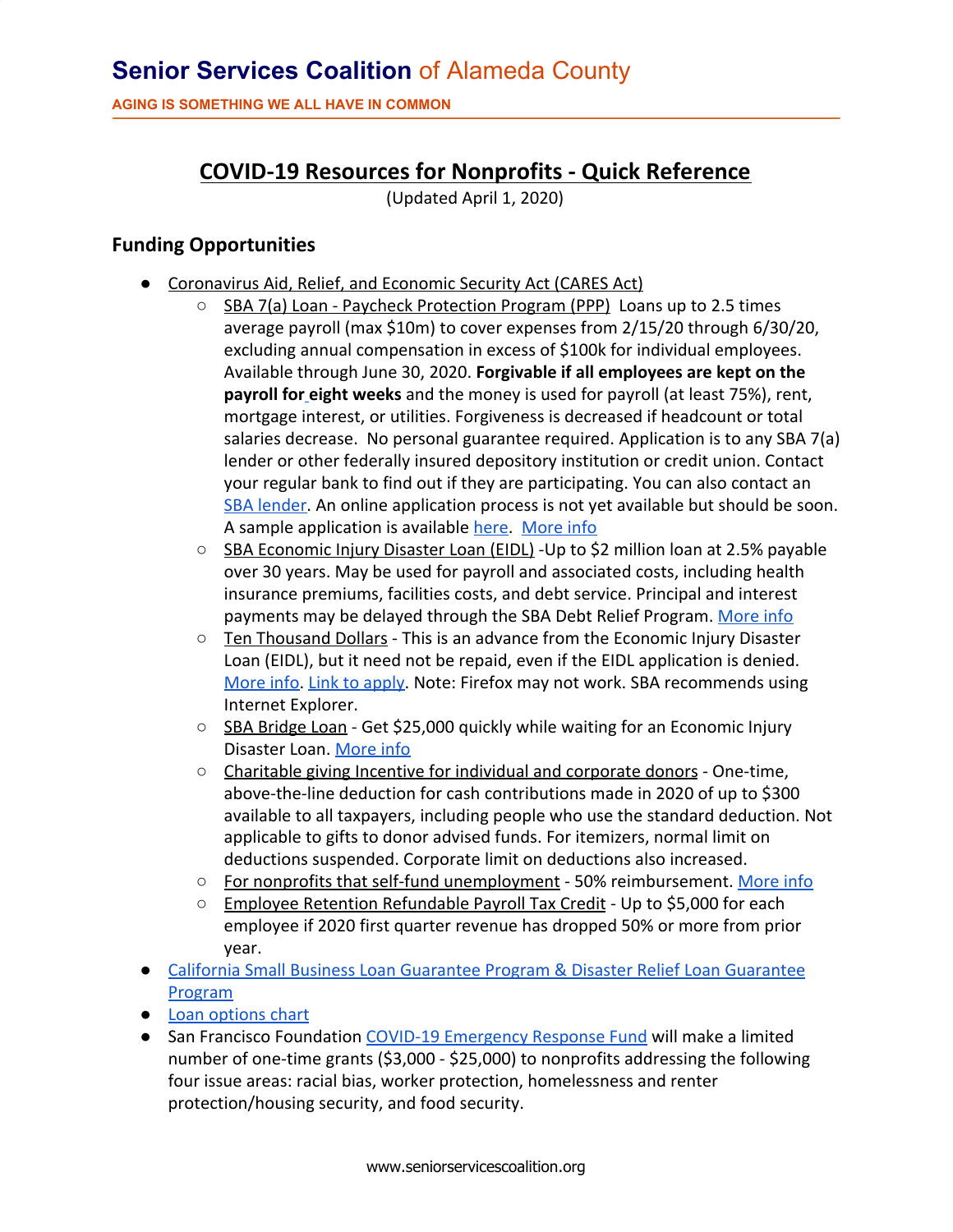# Senior Services Coalition of Alameda County

**AGING IS SOMETHING WE ALL HAVE IN COMMON**

## COVID-19 Resources for Nonprofits - Quick Reference

(Updated April 1, 2020)

### Funding Opportunities

- Coronavirus Aid, Relief, and Economic Security Act (CARES Act)
  - SBA 7(a) Loan - Paycheck Protection Program (PPP) Loans up to 2.5 times average payroll (max $10m) to cover expenses from 2/15/20 through 6/30/20, excluding annual compensation in excess of $100k for individual employees. Available through June 30, 2020. **Forgivable if all employees are kept on the payroll for eight weeks** and the money is used for payroll (at least 75%), rent, mortgage interest, or utilities. Forgiveness is decreased if headcount or total salaries decrease. No personal guarantee required. Application is to any SBA 7(a) lender or other federally insured depository institution or credit union. Contact your regular bank to find out if they are participating. You can also contact an SBA lender. An online application process is not yet available but should be soon. A sample application is available here. More info
  - SBA Economic Injury Disaster Loan (EIDL) -Up to $2 million loan at 2.5% payable over 30 years. May be used for payroll and associated costs, including health insurance premiums, facilities costs, and debt service. Principal and interest payments may be delayed through the SBA Debt Relief Program. More info
  - Ten Thousand Dollars - This is an advance from the Economic Injury Disaster Loan (EIDL), but it need not be repaid, even if the EIDL application is denied. More info. Link to apply. Note: Firefox may not work. SBA recommends using Internet Explorer.
  - SBA Bridge Loan - Get $25,000 quickly while waiting for an Economic Injury Disaster Loan. More info
  - Charitable giving Incentive for individual and corporate donors - One-time, above-the-line deduction for cash contributions made in 2020 of up to $300 available to all taxpayers, including people who use the standard deduction. Not applicable to gifts to donor advised funds. For itemizers, normal limit on deductions suspended. Corporate limit on deductions also increased.
  - For nonprofits that self-fund unemployment - 50% reimbursement. More info
  - Employee Retention Refundable Payroll Tax Credit - Up to $5,000 for each employee if 2020 first quarter revenue has dropped 50% or more from prior year.
- California Small Business Loan Guarantee Program & Disaster Relief Loan Guarantee Program
- Loan options chart
- San Francisco Foundation COVID-19 Emergency Response Fund will make a limited number of one-time grants ($3,000 - $25,000) to nonprofits addressing the following four issue areas: racial bias, worker protection, homelessness and renter protection/housing security, and food security.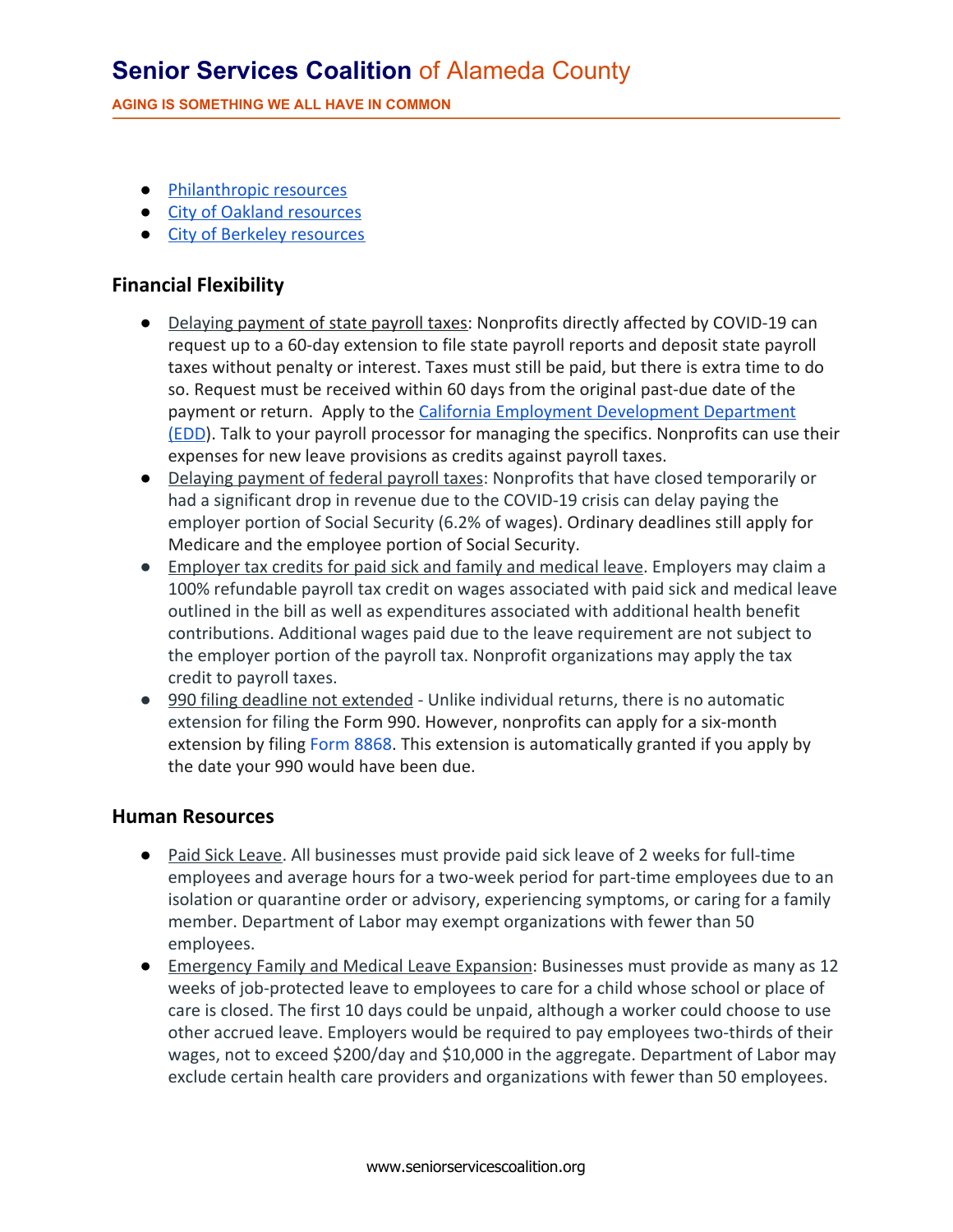- Philanthropic resources
- City of Oakland resources
- City of Berkeley resources

## Financial Flexibility

- Delaying payment of state payroll taxes: Nonprofits directly affected by COVID-19 can request up to a 60-day extension to file state payroll reports and deposit state payroll taxes without penalty or interest. Taxes must still be paid, but there is extra time to do so. Request must be received within 60 days from the original past-due date of the payment or return. Apply to the California Employment Development Department (EDD). Talk to your payroll processor for managing the specifics. Nonprofits can use their expenses for new leave provisions as credits against payroll taxes.
- Delaying payment of federal payroll taxes: Nonprofits that have closed temporarily or had a significant drop in revenue due to the COVID-19 crisis can delay paying the employer portion of Social Security (6.2% of wages). Ordinary deadlines still apply for Medicare and the employee portion of Social Security.
- Employer tax credits for paid sick and family and medical leave. Employers may claim a 100% refundable payroll tax credit on wages associated with paid sick and medical leave outlined in the bill as well as expenditures associated with additional health benefit contributions. Additional wages paid due to the leave requirement are not subject to the employer portion of the payroll tax. Nonprofit organizations may apply the tax credit to payroll taxes.
- 990 filing deadline not extended - Unlike individual returns, there is no automatic extension for filing the Form 990. However, nonprofits can apply for a six-month extension by filing Form 8868. This extension is automatically granted if you apply by the date your 990 would have been due.

## Human Resources

- Paid Sick Leave. All businesses must provide paid sick leave of 2 weeks for full-time employees and average hours for a two-week period for part-time employees due to an isolation or quarantine order or advisory, experiencing symptoms, or caring for a family member. Department of Labor may exempt organizations with fewer than 50 employees.
- Emergency Family and Medical Leave Expansion: Businesses must provide as many as 12 weeks of job-protected leave to employees to care for a child whose school or place of care is closed. The first 10 days could be unpaid, although a worker could choose to use other accrued leave. Employers would be required to pay employees two-thirds of their wages, not to exceed $200/day and $10,000 in the aggregate. Department of Labor may exclude certain health care providers and organizations with fewer than 50 employees.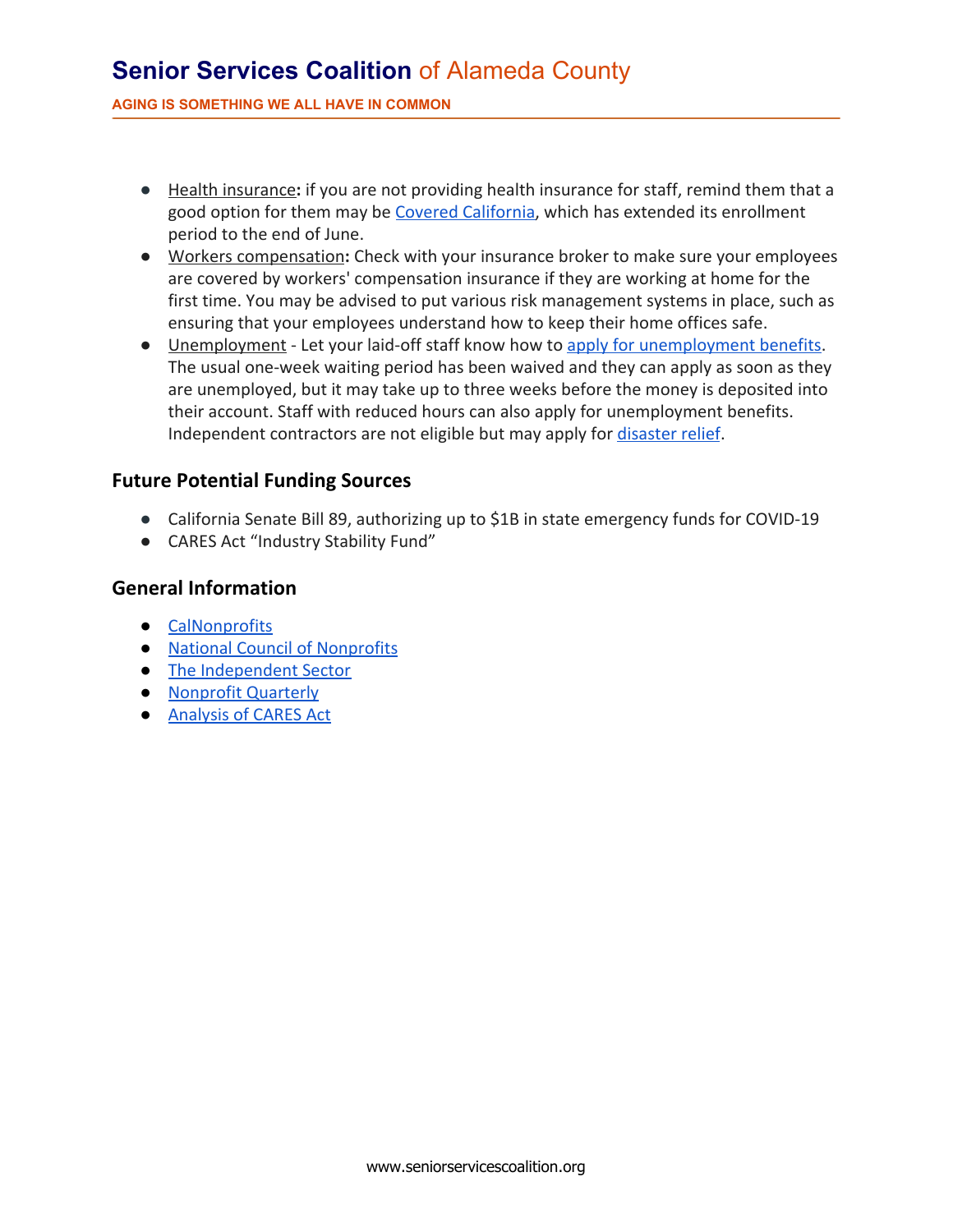- Health insurance: if you are not providing health insurance for staff, remind them that a good option for them may be Covered California, which has extended its enrollment period to the end of June.
- Workers compensation: Check with your insurance broker to make sure your employees are covered by workers' compensation insurance if they are working at home for the first time. You may be advised to put various risk management systems in place, such as ensuring that your employees understand how to keep their home offices safe.
- Unemployment - Let your laid-off staff know how to apply for unemployment benefits. The usual one-week waiting period has been waived and they can apply as soon as they are unemployed, but it may take up to three weeks before the money is deposited into their account. Staff with reduced hours can also apply for unemployment benefits. Independent contractors are not eligible but may apply for disaster relief.

## Future Potential Funding Sources

- California Senate Bill 89, authorizing up to $1B in state emergency funds for COVID-19
- CARES Act "Industry Stability Fund"

## General Information

- CalNonprofits
- National Council of Nonprofits
- The Independent Sector
- Nonprofit Quarterly
- Analysis of CARES Act